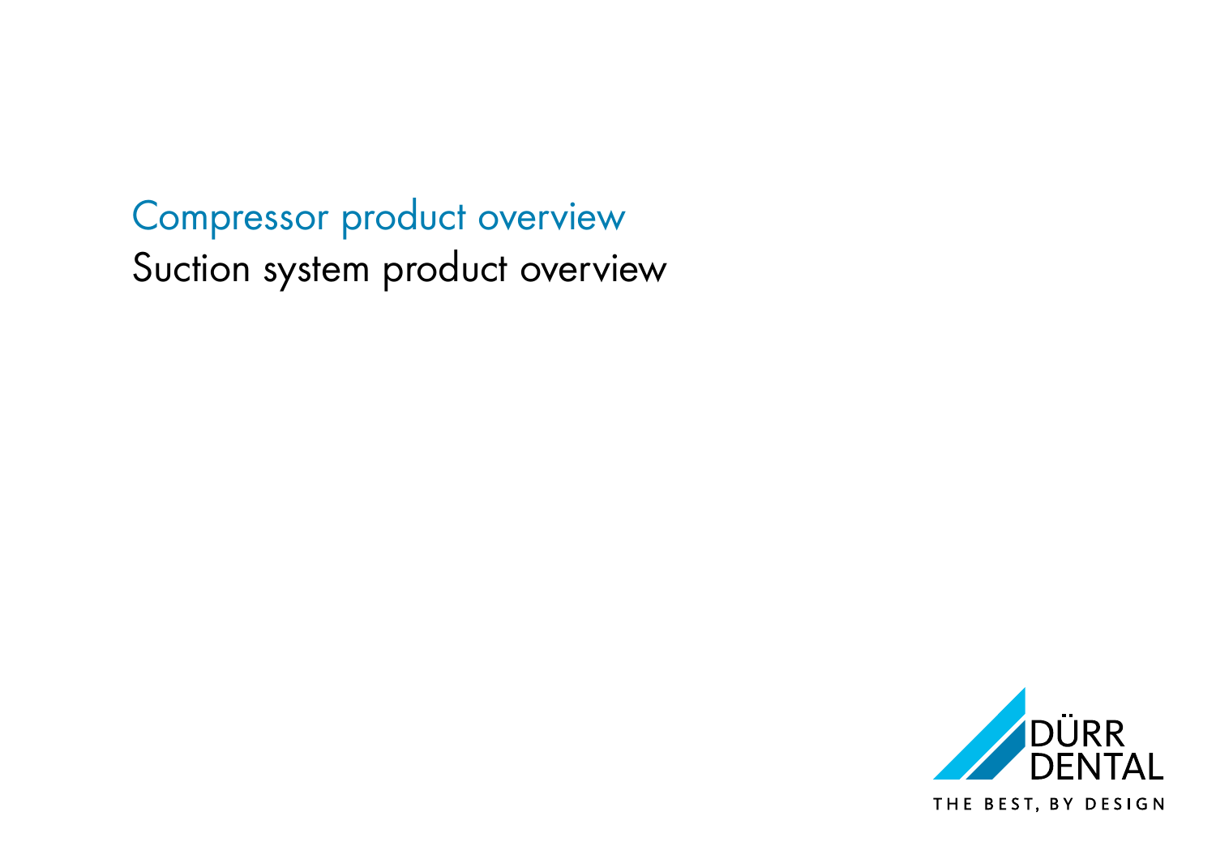# Compressor product overview

# Suction system product overview

DÜRR DENTAL

THE BEST, BY DESIGN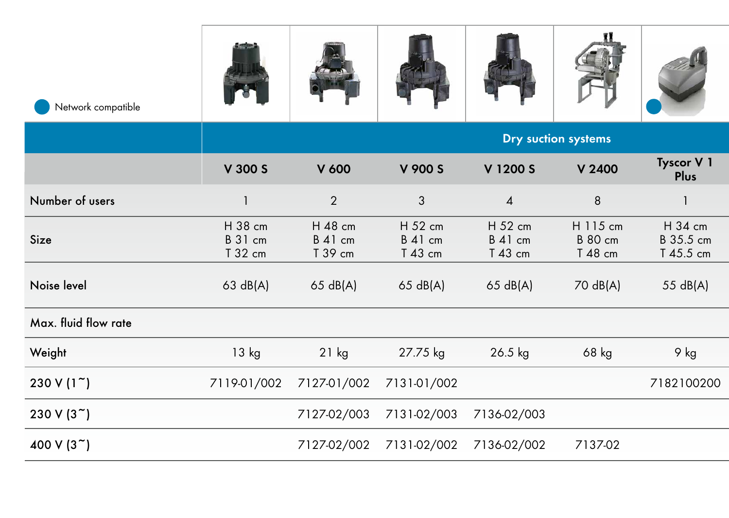● Network compatible

| | Dry suction systems | | | | | |
|---|---|---|---|---|---|---|
| | **V 300 S** | **V 600** | **V 900 S** | **V 1200 S** | **V 2400** | **Tyscor V 1 Plus** |
| Number of users | 1 | 2 | 3 | 4 | 8 | 1 |
| Size | H 38 cm<br>B 31 cm<br>T 32 cm | H 48 cm<br>B 41 cm<br>T 39 cm | H 52 cm<br>B 41 cm<br>T 43 cm | H 52 cm<br>B 41 cm<br>T 43 cm | H 115 cm<br>B 80 cm<br>T 48 cm | H 34 cm<br>B 35.5 cm<br>T 45.5 cm |
| Noise level | 63 dB(A) | 65 dB(A) | 65 dB(A) | 65 dB(A) | 70 dB(A) | 55 dB(A) |
| Max. fluid flow rate | | | | | | |
| Weight | 13 kg | 21 kg | 27.75 kg | 26.5 kg | 68 kg | 9 kg |
| 230 V (1~) | 7119-01/002 | 7127-01/002 | 7131-01/002 | | | 7182100200 |
| 230 V (3~) | | 7127-02/003 | 7131-02/003 | 7136-02/003 | | |
| 400 V (3~) | | 7127-02/002 | 7131-02/002 | 7136-02/002 | 7137-02 | |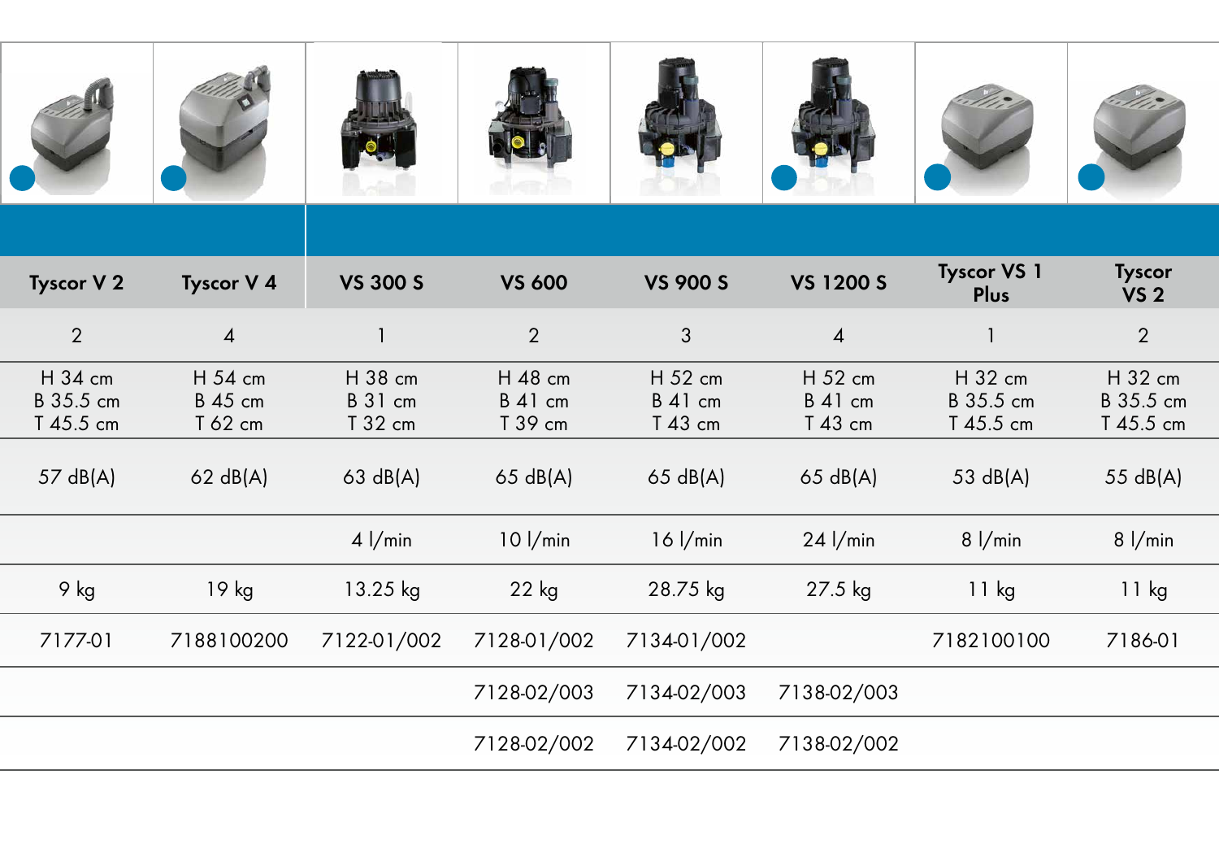| Tyscor V 2 | Tyscor V 4 | VS 300 S | VS 600 | VS 900 S | VS 1200 S | Tyscor VS 1 Plus | Tyscor VS 2 |
|---|---|---|---|---|---|---|---|
| 2 | 4 | 1 | 2 | 3 | 4 | 1 | 2 |
| H 34 cm<br>B 35.5 cm<br>T 45.5 cm | H 54 cm<br>B 45 cm<br>T 62 cm | H 38 cm<br>B 31 cm<br>T 32 cm | H 48 cm<br>B 41 cm<br>T 39 cm | H 52 cm<br>B 41 cm<br>T 43 cm | H 52 cm<br>B 41 cm<br>T 43 cm | H 32 cm<br>B 35.5 cm<br>T 45.5 cm | H 32 cm<br>B 35.5 cm<br>T 45.5 cm |
| 57 dB(A) | 62 dB(A) | 63 dB(A) | 65 dB(A) | 65 dB(A) | 65 dB(A) | 53 dB(A) | 55 dB(A) |
| | | 4 l/min | 10 l/min | 16 l/min | 24 l/min | 8 l/min | 8 l/min |
| 9 kg | 19 kg | 13.25 kg | 22 kg | 28.75 kg | 27.5 kg | 11 kg | 11 kg |
| 7177-01 | 7188100200 | 7122-01/002 | 7128-01/002 | 7134-01/002 | | 7182100100 | 7186-01 |
| | | | 7128-02/003 | 7134-02/003 | 7138-02/003 | | |
| | | | 7128-02/002 | 7134-02/002 | 7138-02/002 | | |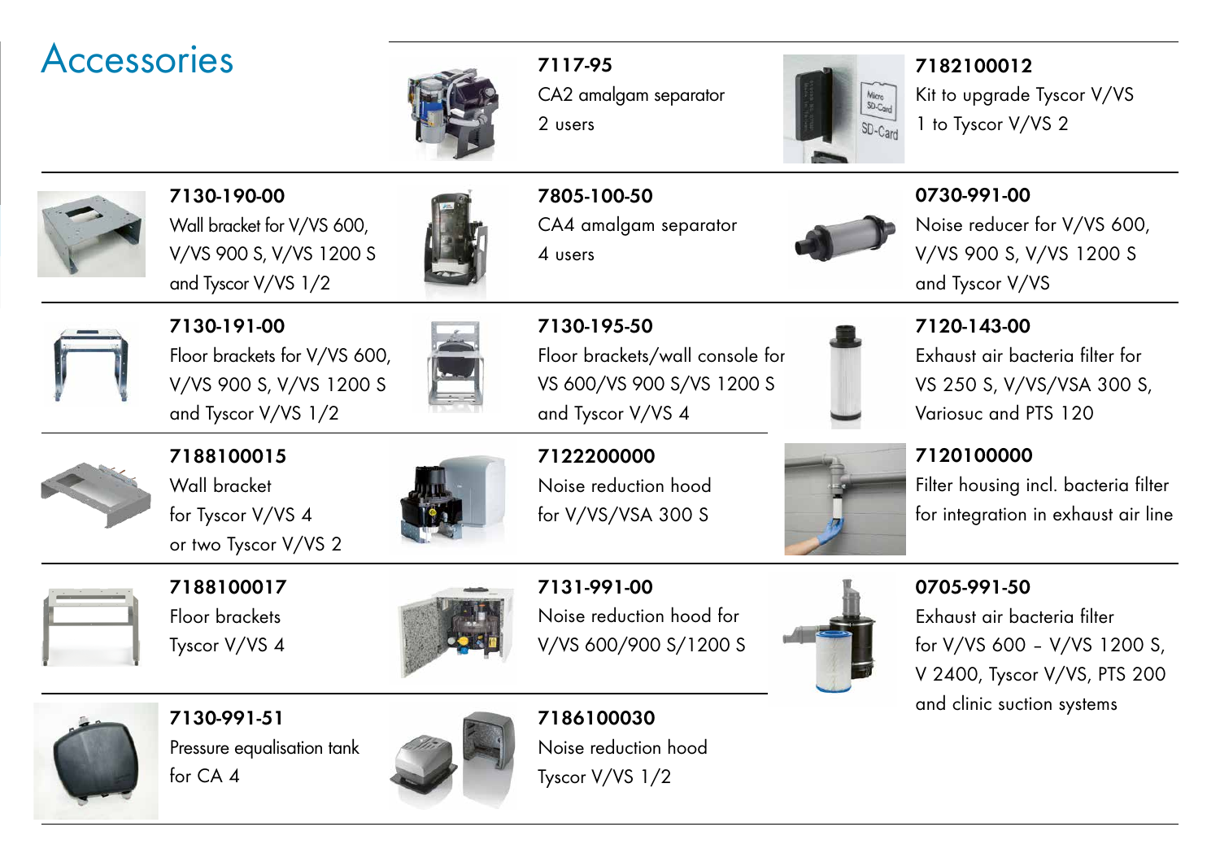# Accessories

**7117-95**
CA2 amalgam separator
2 users

**7182100012**
Kit to upgrade Tyscor V/VS 1 to Tyscor V/VS 2

**7130-190-00**
Wall bracket for V/VS 600, V/VS 900 S, V/VS 1200 S and Tyscor V/VS 1/2

**7805-100-50**
CA4 amalgam separator
4 users

**0730-991-00**
Noise reducer for V/VS 600, V/VS 900 S, V/VS 1200 S and Tyscor V/VS

**7130-191-00**
Floor brackets for V/VS 600, V/VS 900 S, V/VS 1200 S and Tyscor V/VS 1/2

**7130-195-50**
Floor brackets/wall console for VS 600/VS 900 S/VS 1200 S and Tyscor V/VS 4

**7120-143-00**
Exhaust air bacteria filter for VS 250 S, V/VS/VSA 300 S, Variosuc and PTS 120

**7188100015**
Wall bracket for Tyscor V/VS 4 or two Tyscor V/VS 2

**7122200000**
Noise reduction hood for V/VS/VSA 300 S

**7120100000**
Filter housing incl. bacteria filter for integration in exhaust air line

**7188100017**
Floor brackets Tyscor V/VS 4

**7131-991-00**
Noise reduction hood for V/VS 600/900 S/1200 S

**0705-991-50**
Exhaust air bacteria filter for V/VS 600 – V/VS 1200 S, V 2400, Tyscor V/VS, PTS 200 and clinic suction systems

**7130-991-51**
Pressure equalisation tank for CA 4

**7186100030**
Noise reduction hood Tyscor V/VS 1/2